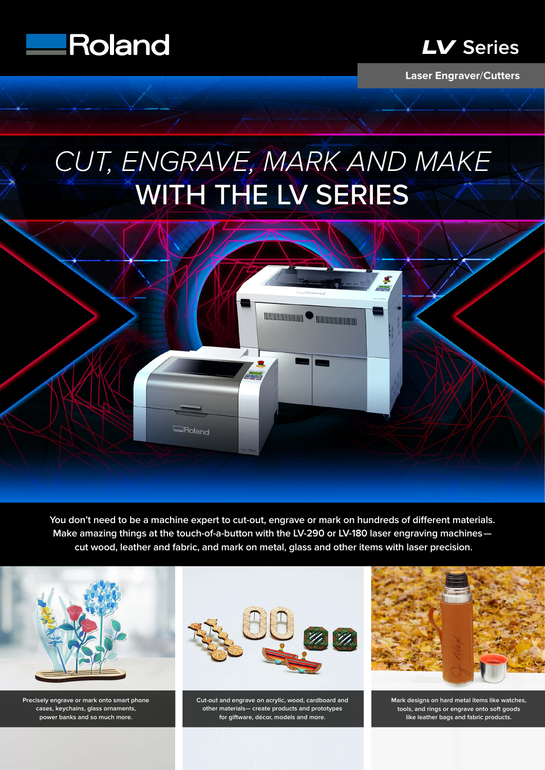Roland

# LV Series

Laser Engraver/Cutters

# *CUT, ENGRAVE, MARK AND MAKE* WITH THE LV SERIES

You don't need to be a machine expert to cut-out, engrave or mark on hundreds of different materials. Make amazing things at the touch-of-a-button with the LV-290 or LV-180 laser engraving machines— cut wood, leather and fabric, and mark on metal, glass and other items with laser precision.

Precisely engrave or mark onto smart phone cases, keychains, glass ornaments, power banks and so much more.

Cut-out and engrave on acrylic, wood, cardboard and other materials— create products and prototypes for giftware, décor, models and more.

Mark designs on hard metal items like watches, tools, and rings or engrave onto soft goods like leather bags and fabric products.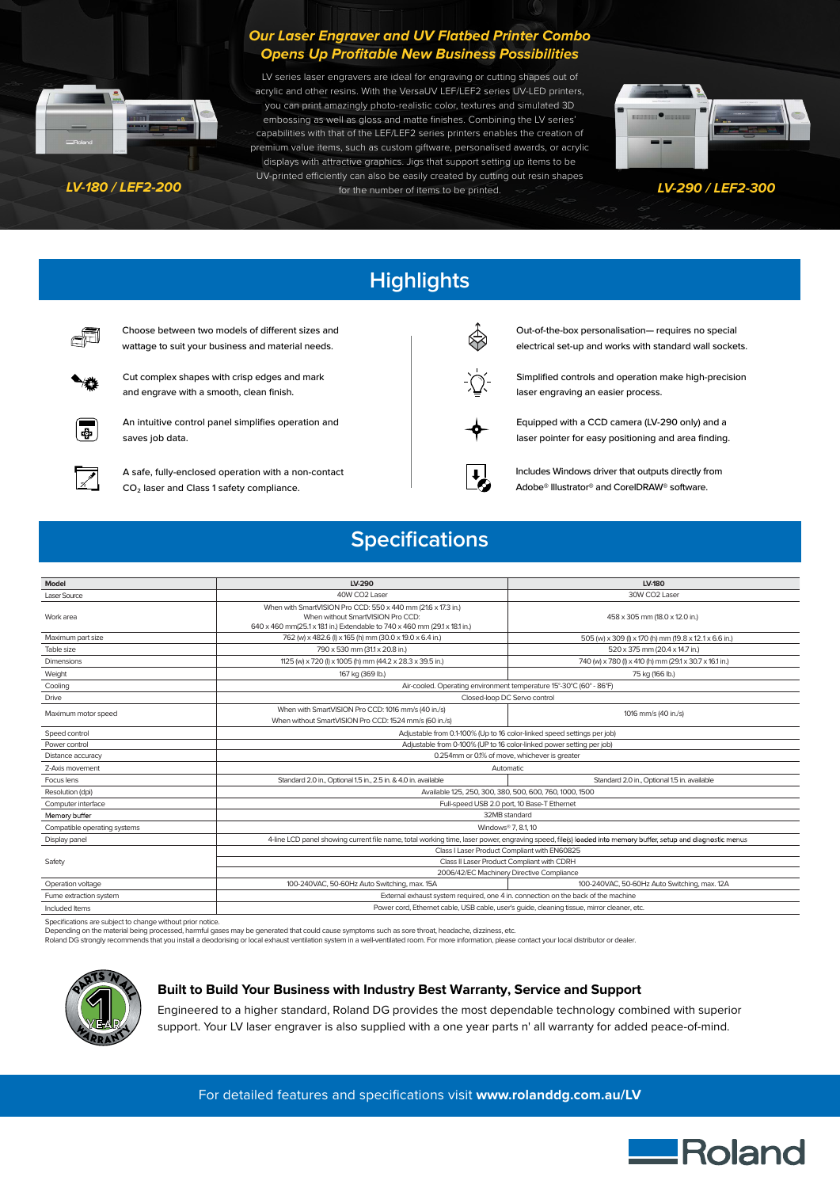## Our Laser Engraver and UV Flatbed Printer Combo Opens Up Profitable New Business Possibilities

LV series laser engravers are ideal for engraving or cutting shapes out of acrylic and other resins. With the VersaUV LEF/LEF2 series UV-LED printers, you can print amazingly photo-realistic color, textures and simulated 3D embossing as well as gloss and matte finishes. Combining the LV series' capabilities with that of the LEF/LEF2 series printers enables the creation of premium value items, such as custom giftware, personalised awards, or acrylic displays with attractive graphics. Jigs that support setting up items to be UV-printed efficiently can also be easily created by cutting out resin shapes for the number of items to be printed.

*LV-180 / LEF2-200*

*LV-290 / LEF2-300*

## Highlights

- Choose between two models of different sizes and wattage to suit your business and material needs.
- Cut complex shapes with crisp edges and mark and engrave with a smooth, clean finish.
- An intuitive control panel simplifies operation and saves job data.
- A safe, fully-enclosed operation with a non-contact $CO_2$ laser and Class 1 safety compliance.
- Out-of-the-box personalisation— requires no special electrical set-up and works with standard wall sockets.
- Simplified controls and operation make high-precision laser engraving an easier process.
- Equipped with a CCD camera (LV-290 only) and a laser pointer for easy positioning and area finding.
- Includes Windows driver that outputs directly from Adobe® Illustrator® and CorelDRAW® software.

## Specifications

| Model | LV-290 | LV-180 |
|---|---|---|
| Laser Source | 40W CO2 Laser | 30W CO2 Laser |
| Work area | When with SmartVISION Pro CCD: 550 x 440 mm (21.6 x 17.3 in.)<br>When without SmartVISION Pro CCD:<br>640 x 460 mm(25.1 x 18.1 in.) Extendable to 740 x 460 mm (29.1 x 18.1 in.) | 458 x 305 mm (18.0 x 12.0 in.) |
| Maximum part size | 762 (w) x 482.6 (l) x 165 (h) mm (30.0 x 19.0 x 6.4 in.) | 505 (w) x 309 (l) x 170 (h) mm (19.8 x 12.1 x 6.6 in.) |
| Table size | 790 x 530 mm (31.1 x 20.8 in.) | 520 x 375 mm (20.4 x 14.7 in.) |
| Dimensions | 1125 (w) x 720 (l) x 1005 (h) mm (44.2 x 28.3 x 39.5 in.) | 740 (w) x 780 (l) x 410 (h) mm (29.1 x 30.7 x 16.1 in.) |
| Weight | 167 kg (369 lb.) | 75 kg (166 lb.) |
| Cooling | Air-cooled. Operating environment temperature 15°-30°C (60° - 86°F) | |
| Drive | Closed-loop DC Servo control | |
| Maximum motor speed | When with SmartVISION Pro CCD: 1016 mm/s (40 in./s)<br>When without SmartVISION Pro CCD: 1524 mm/s (60 in./s) | 1016 mm/s (40 in./s) |
| Speed control | Adjustable from 0.1-100% (Up to 16 color-linked speed settings per job) | |
| Power control | Adjustable from 0-100% (UP to 16 color-linked power setting per job) | |
| Distance accuracy | 0.254mm or 0.1% of move, whichever is greater | |
| Z-Axis movement | Automatic | |
| Focus lens | Standard 2.0 in., Optional 1.5 in., 2.5 in. & 4.0 in. available | Standard 2.0 in., Optional 1.5 in. available |
| Resolution (dpi) | Available 125, 250, 300, 380, 500, 600, 760, 1000, 1500 | |
| Computer interface | Full-speed USB 2.0 port, 10 Base-T Ethernet | |
| Memory buffer | 32MB standard | |
| Compatible operating systems | Windows® 7, 8.1, 10 | |
| Display panel | 4-line LCD panel showing current file name, total working time, laser power, engraving speed, file(s) loaded into memory buffer, setup and diagnostic menus | |
| Safety | Class I Laser Product Compliant with EN60825<br>Class II Laser Product Compliant with CDRH<br>2006/42/EC Machinery Directive Compliance | |
| Operation voltage | 100-240VAC, 50-60Hz Auto Switching, max. 15A | 100-240VAC, 50-60Hz Auto Switching, max. 12A |
| Fume extraction system | External exhaust system required, one 4 in. connection on the back of the machine | |
| Included Items | Power cord, Ethernet cable, USB cable, user's guide, cleaning tissue, mirror cleaner, etc. | |

Specifications are subject to change without prior notice.
Depending on the material being processed, harmful gases may be generated that could cause symptoms such as sore throat, headache, dizziness, etc.
Roland DG strongly recommends that you install a deodorising or local exhaust ventilation system in a well-ventilated room. For more information, please contact your local distributor or dealer.

PARTS 'N ALL 1 YEAR WARRANTY

### Built to Build Your Business with Industry Best Warranty, Service and Support

Engineered to a higher standard, Roland DG provides the most dependable technology combined with superior support. Your LV laser engraver is also supplied with a one year parts n' all warranty for added peace-of-mind.

For detailed features and specifications visit **www.rolanddg.com.au/LV**

Roland